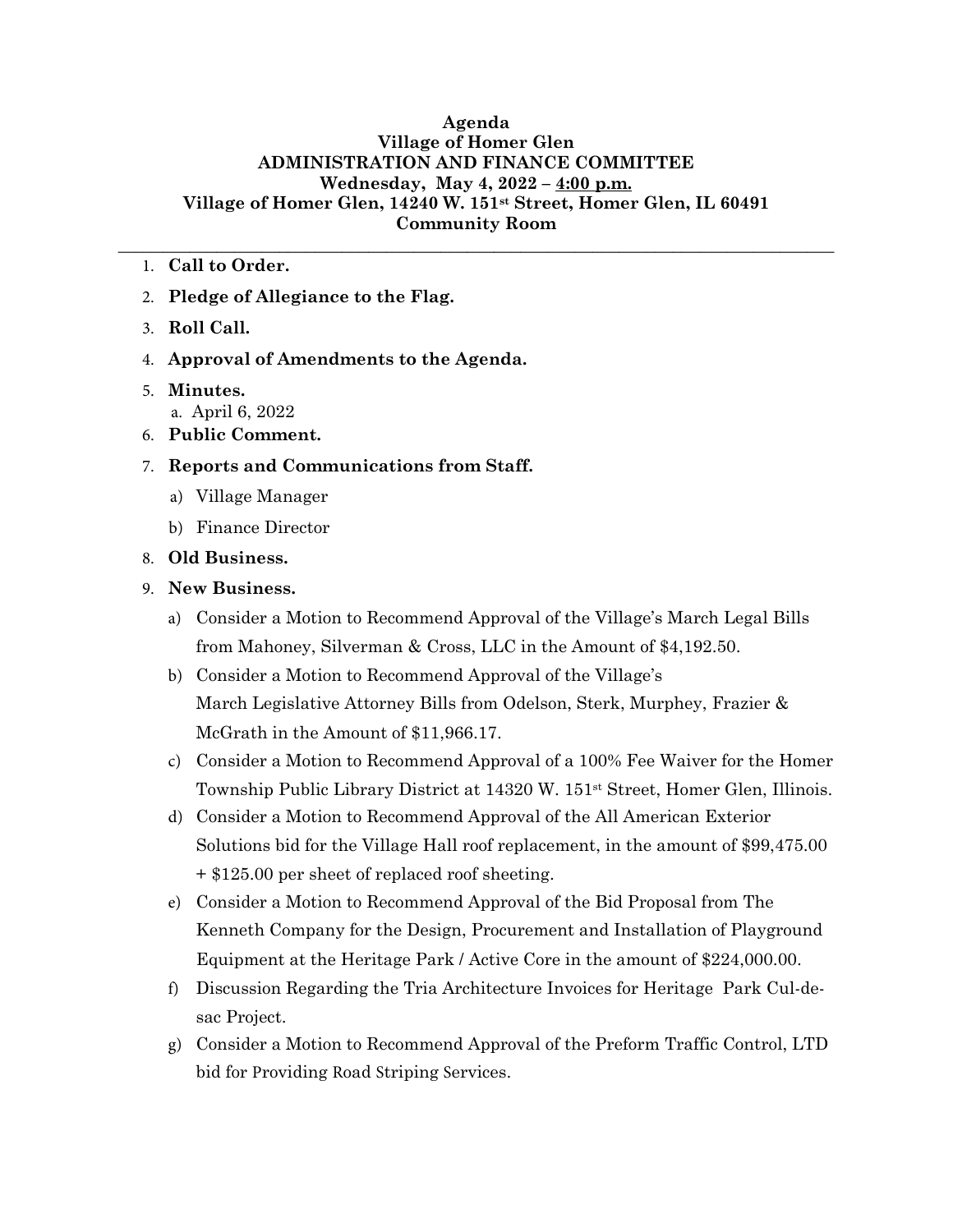**Agenda**
**Village of Homer Glen**
**ADMINISTRATION AND FINANCE COMMITTEE**
**Wednesday, May 4, 2022 – 4:00 p.m.**
**Village of Homer Glen, 14240 W. 151st Street, Homer Glen, IL 60491**
**Community Room**

---

1. **Call to Order.**
2. **Pledge of Allegiance to the Flag.**
3. **Roll Call.**
4. **Approval of Amendments to the Agenda.**
5. **Minutes.**
   a. April 6, 2022
6. **Public Comment.**
7. **Reports and Communications from Staff.**
   a) Village Manager
   b) Finance Director
8. **Old Business.**
9. **New Business.**
   a) Consider a Motion to Recommend Approval of the Village's March Legal Bills from Mahoney, Silverman & Cross, LLC in the Amount of $4,192.50.
   b) Consider a Motion to Recommend Approval of the Village's March Legislative Attorney Bills from Odelson, Sterk, Murphey, Frazier & McGrath in the Amount of $11,966.17.
   c) Consider a Motion to Recommend Approval of a 100% Fee Waiver for the Homer Township Public Library District at 14320 W. 151st Street, Homer Glen, Illinois.
   d) Consider a Motion to Recommend Approval of the All American Exterior Solutions bid for the Village Hall roof replacement, in the amount of $99,475.00 + $125.00 per sheet of replaced roof sheeting.
   e) Consider a Motion to Recommend Approval of the Bid Proposal from The Kenneth Company for the Design, Procurement and Installation of Playground Equipment at the Heritage Park / Active Core in the amount of $224,000.00.
   f) Discussion Regarding the Tria Architecture Invoices for Heritage Park Cul-de-sac Project.
   g) Consider a Motion to Recommend Approval of the Preform Traffic Control, LTD bid for Providing Road Striping Services.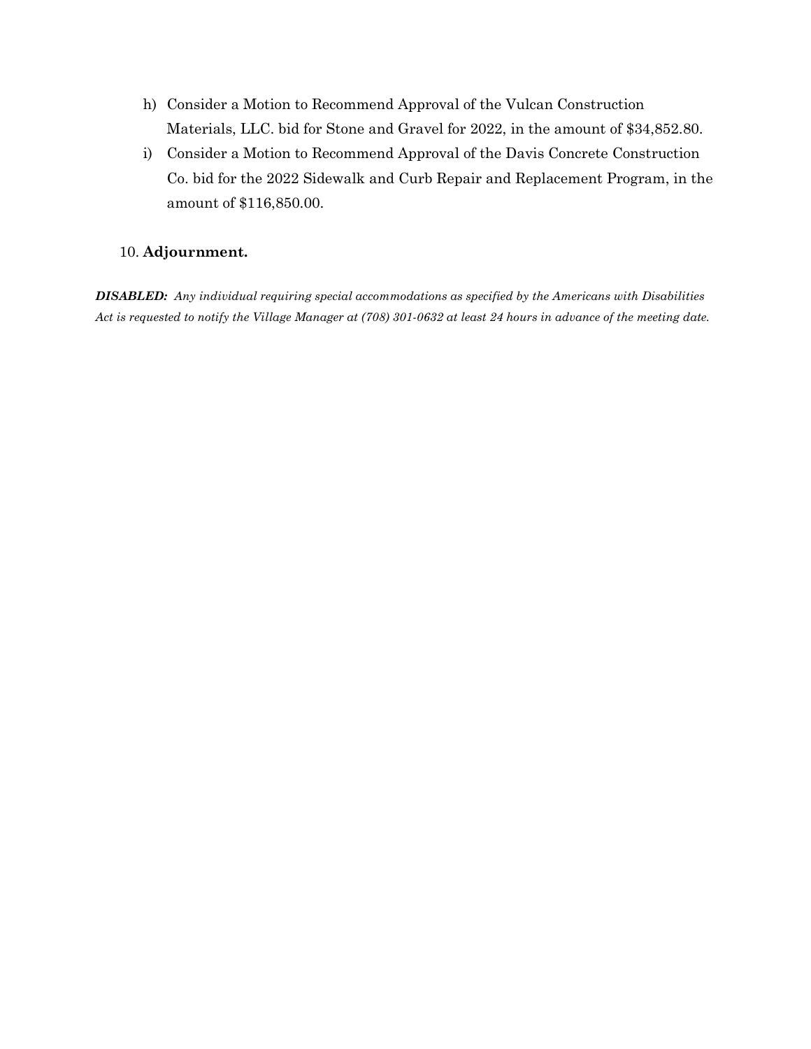h) Consider a Motion to Recommend Approval of the Vulcan Construction Materials, LLC. bid for Stone and Gravel for 2022, in the amount of $34,852.80.

i) Consider a Motion to Recommend Approval of the Davis Concrete Construction Co. bid for the 2022 Sidewalk and Curb Repair and Replacement Program, in the amount of $116,850.00.

10. **Adjournment.**

***DISABLED:*** *Any individual requiring special accommodations as specified by the Americans with Disabilities Act is requested to notify the Village Manager at (708) 301-0632 at least 24 hours in advance of the meeting date.*